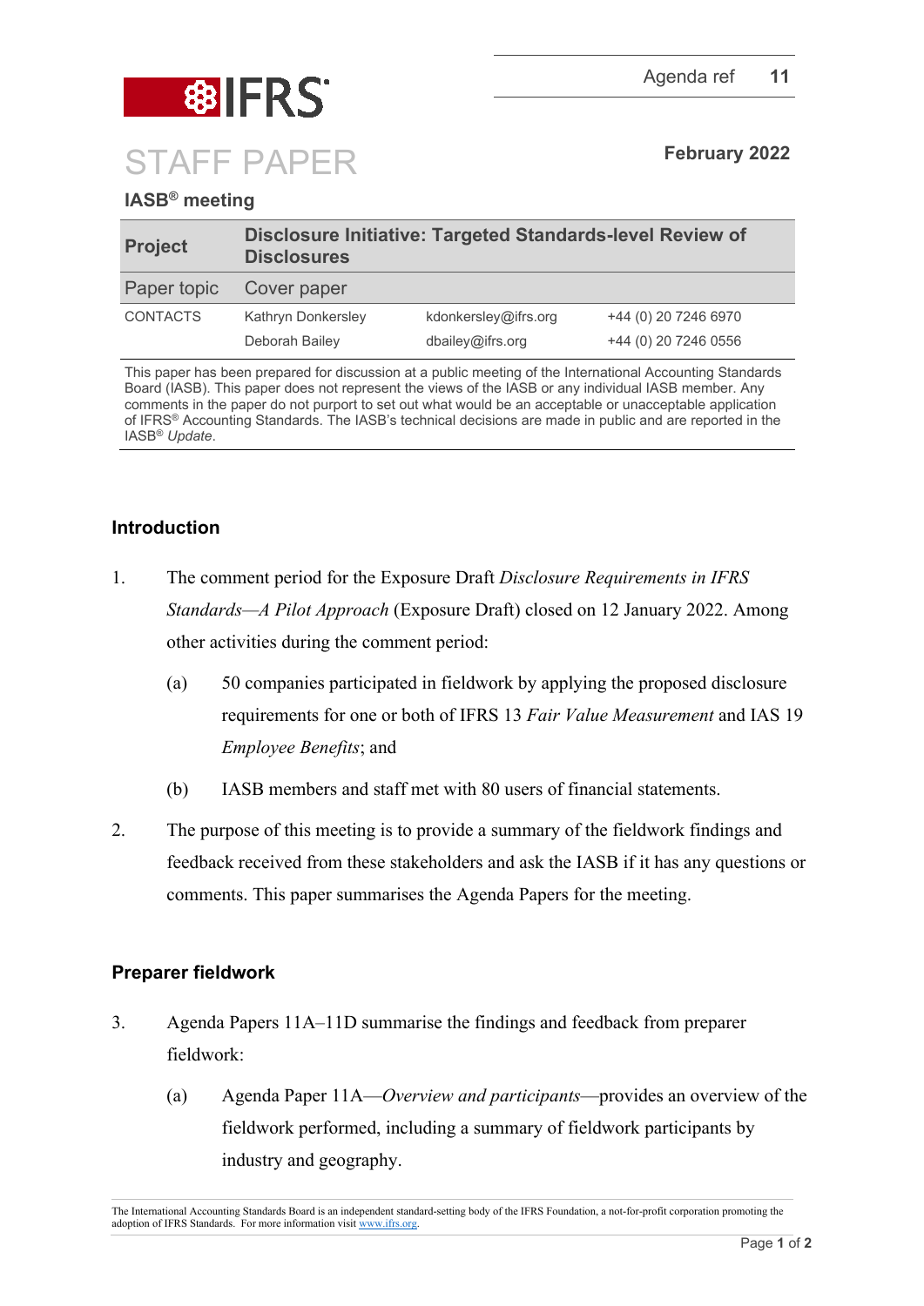Agenda ref 11

# STAFF PAPER

February 2022

## IASB® meeting

| Project | Disclosure Initiative: Targeted Standards-level Review of Disclosures | | |
|---|---|---|---|
| Paper topic | Cover paper | | |
| CONTACTS | Kathryn Donkersley | kdonkersley@ifrs.org | +44 (0) 20 7246 6970 |
| | Deborah Bailey | dbailey@ifrs.org | +44 (0) 20 7246 0556 |

This paper has been prepared for discussion at a public meeting of the International Accounting Standards Board (IASB). This paper does not represent the views of the IASB or any individual IASB member. Any comments in the paper do not purport to set out what would be an acceptable or unacceptable application of IFRS® Accounting Standards. The IASB's technical decisions are made in public and are reported in the IASB® *Update*.

### Introduction

1. The comment period for the Exposure Draft *Disclosure Requirements in IFRS Standards—A Pilot Approach* (Exposure Draft) closed on 12 January 2022. Among other activities during the comment period:

   (a) 50 companies participated in fieldwork by applying the proposed disclosure requirements for one or both of IFRS 13 *Fair Value Measurement* and IAS 19 *Employee Benefits*; and

   (b) IASB members and staff met with 80 users of financial statements.

2. The purpose of this meeting is to provide a summary of the fieldwork findings and feedback received from these stakeholders and ask the IASB if it has any questions or comments. This paper summarises the Agenda Papers for the meeting.

### Preparer fieldwork

3. Agenda Papers 11A–11D summarise the findings and feedback from preparer fieldwork:

   (a) Agenda Paper 11A—*Overview and participants*—provides an overview of the fieldwork performed, including a summary of fieldwork participants by industry and geography.

The International Accounting Standards Board is an independent standard-setting body of the IFRS Foundation, a not-for-profit corporation promoting the adoption of IFRS Standards. For more information visit www.ifrs.org.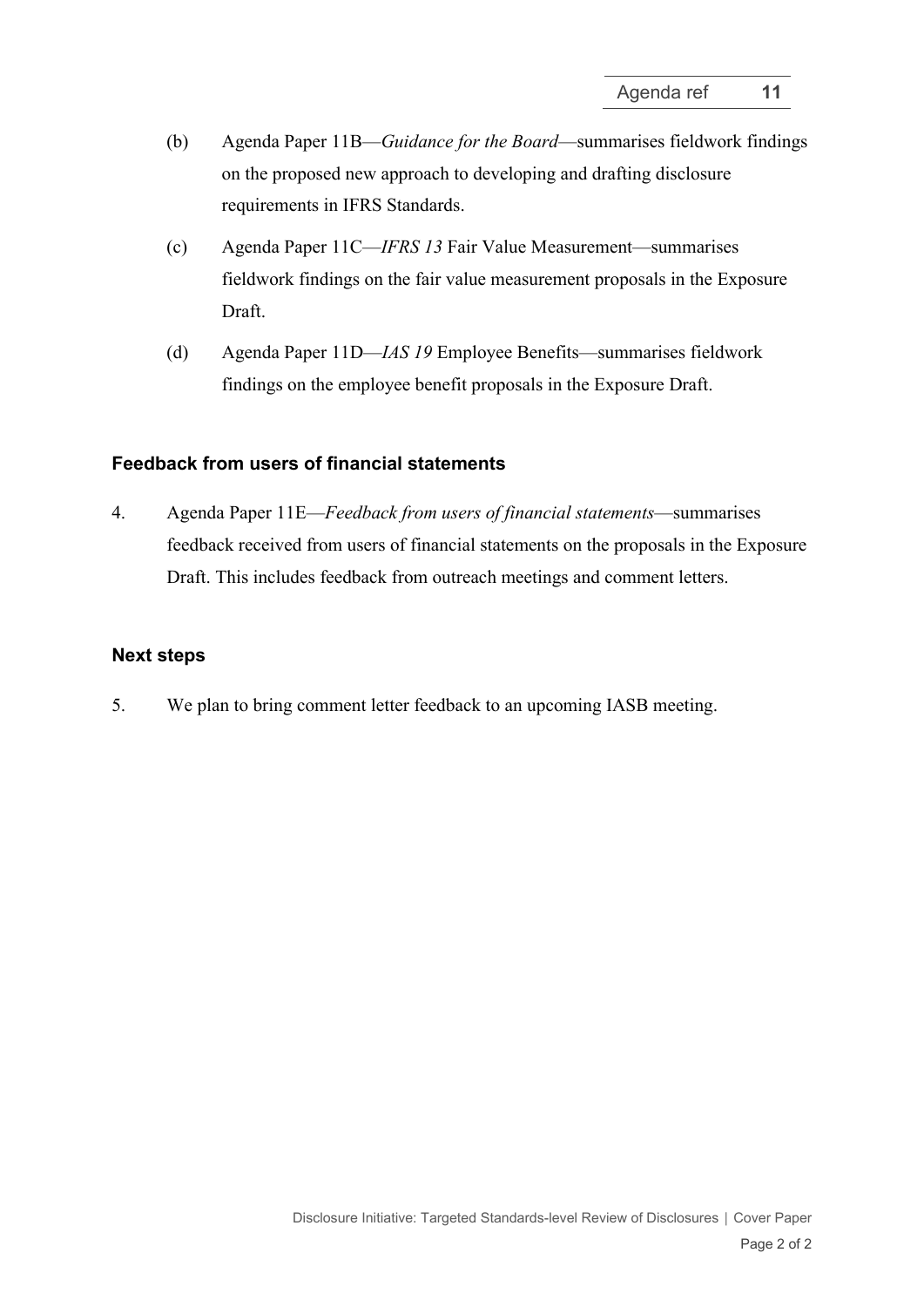(b) Agenda Paper 11B—*Guidance for the Board*—summarises fieldwork findings on the proposed new approach to developing and drafting disclosure requirements in IFRS Standards.

(c) Agenda Paper 11C—*IFRS 13* Fair Value Measurement—summarises fieldwork findings on the fair value measurement proposals in the Exposure Draft.

(d) Agenda Paper 11D—*IAS 19* Employee Benefits—summarises fieldwork findings on the employee benefit proposals in the Exposure Draft.

## Feedback from users of financial statements

4. Agenda Paper 11E—*Feedback from users of financial statements*—summarises feedback received from users of financial statements on the proposals in the Exposure Draft. This includes feedback from outreach meetings and comment letters.

## Next steps

5. We plan to bring comment letter feedback to an upcoming IASB meeting.